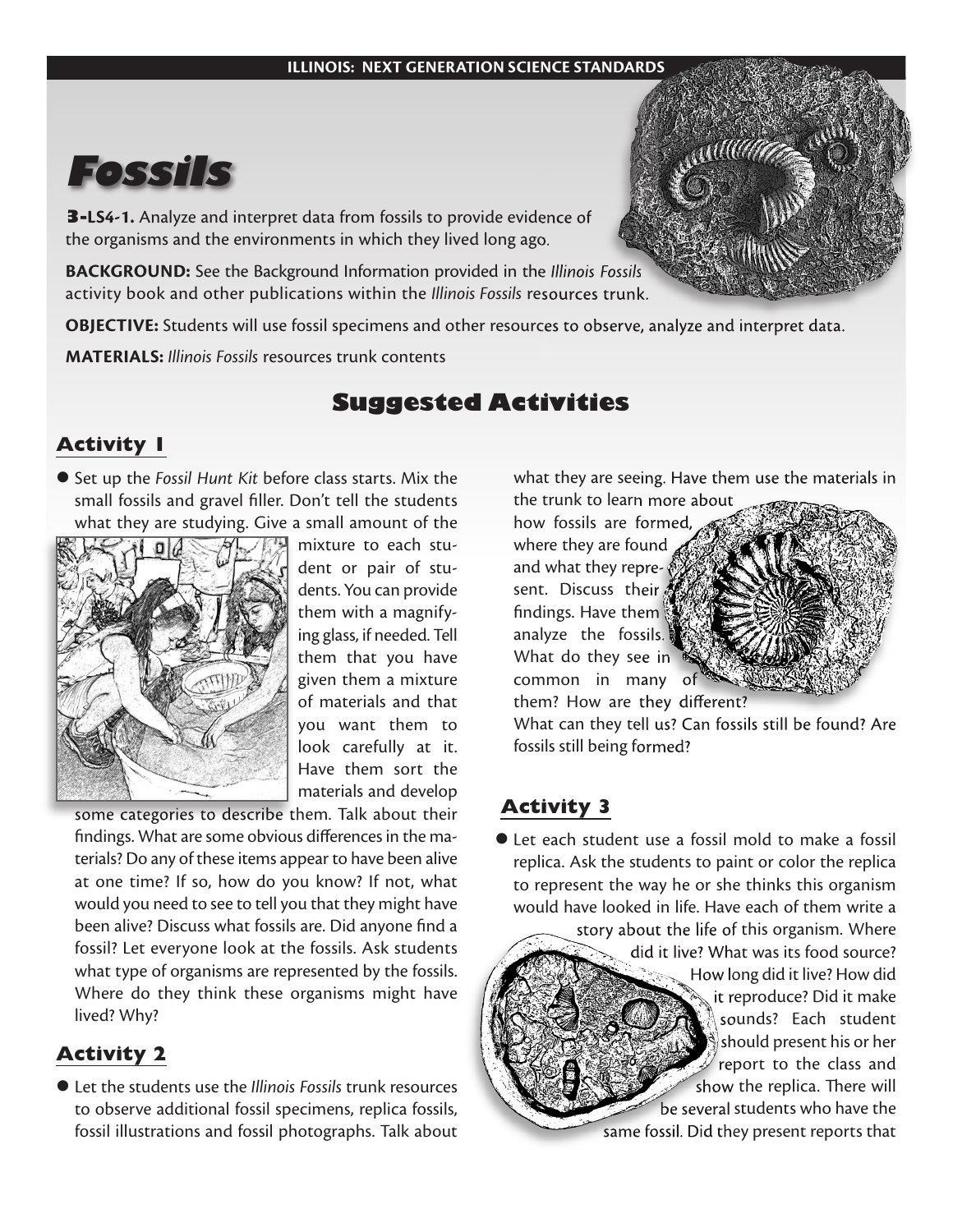# Fossils

**3-LS4-1.** Analyze and interpret data from fossils to provide evidence of the organisms and the environments in which they lived long ago.

**BACKGROUND:** See the Background Information provided in the *Illinois Fossils* activity book and other publications within the *Illinois Fossils* resources trunk.

**OBJECTIVE:** Students will use fossil specimens and other resources to observe, analyze and interpret data.

**MATERIALS:** *Illinois Fossils* resources trunk contents

## Suggested Activities

### Activity 1

- Set up the *Fossil Hunt Kit* before class starts. Mix the small fossils and gravel filler. Don't tell the students what they are studying. Give a small amount of the mixture to each student or pair of students. You can provide them with a magnifying glass, if needed. Tell them that you have given them a mixture of materials and that you want them to look carefully at it. Have them sort the materials and develop some categories to describe them. Talk about their findings. What are some obvious differences in the materials? Do any of these items appear to have been alive at one time? If so, how do you know? If not, what would you need to see to tell you that they might have been alive? Discuss what fossils are. Did anyone find a fossil? Let everyone look at the fossils. Ask students what type of organisms are represented by the fossils. Where do they think these organisms might have lived? Why?

### Activity 2

- Let the students use the *Illinois Fossils* trunk resources to observe additional fossil specimens, replica fossils, fossil illustrations and fossil photographs. Talk about what they are seeing. Have them use the materials in the trunk to learn more about how fossils are formed, where they are found and what they represent. Discuss their findings. Have them analyze the fossils. What do they see in common in many of them? How are they different? What can they tell us? Can fossils still be found? Are fossils still being formed?

### Activity 3

- Let each student use a fossil mold to make a fossil replica. Ask the students to paint or color the replica to represent the way he or she thinks this organism would have looked in life. Have each of them write a story about the life of this organism. Where did it live? What was its food source? How long did it live? How did it reproduce? Did it make sounds? Each student should present his or her report to the class and show the replica. There will be several students who have the same fossil. Did they present reports that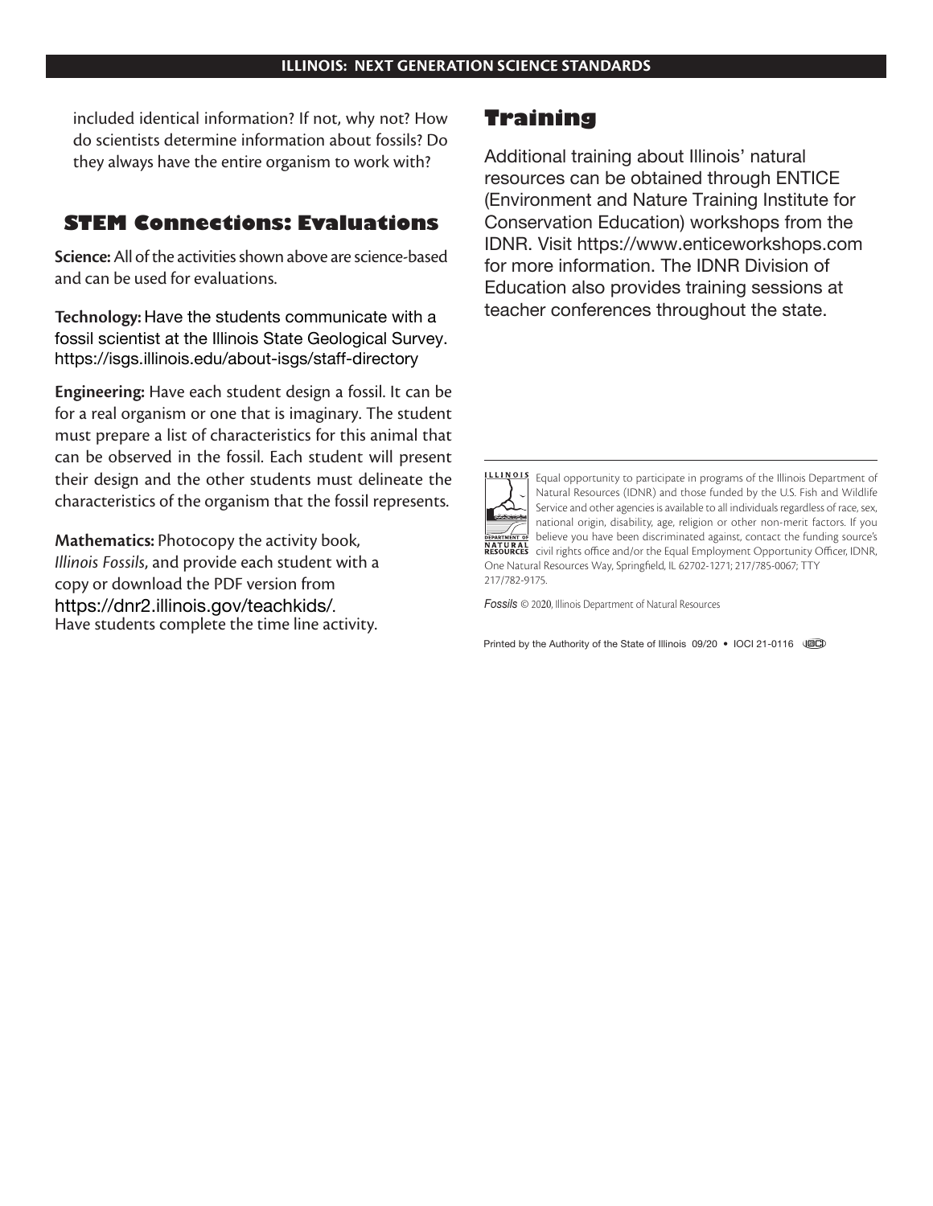included identical information? If not, why not? How do scientists determine information about fossils? Do they always have the entire organism to work with?

## STEM Connections: Evaluations

**Science:** All of the activities shown above are science-based and can be used for evaluations.

**Technology:** Have the students communicate with a fossil scientist at the Illinois State Geological Survey. https://isgs.illinois.edu/about-isgs/staff-directory

**Engineering:** Have each student design a fossil. It can be for a real organism or one that is imaginary. The student must prepare a list of characteristics for this animal that can be observed in the fossil. Each student will present their design and the other students must delineate the characteristics of the organism that the fossil represents.

**Mathematics:** Photocopy the activity book, *Illinois Fossils*, and provide each student with a copy or download the PDF version from https://dnr2.illinois.gov/teachkids/. Have students complete the time line activity.

## Training

Additional training about Illinois' natural resources can be obtained through ENTICE (Environment and Nature Training Institute for Conservation Education) workshops from the IDNR. Visit https://www.enticeworkshops.com for more information. The IDNR Division of Education also provides training sessions at teacher conferences throughout the state.

Equal opportunity to participate in programs of the Illinois Department of Natural Resources (IDNR) and those funded by the U.S. Fish and Wildlife Service and other agencies is available to all individuals regardless of race, sex, national origin, disability, age, religion or other non-merit factors. If you believe you have been discriminated against, contact the funding source's civil rights office and/or the Equal Employment Opportunity Officer, IDNR, One Natural Resources Way, Springfield, IL 62702-1271; 217/785-0067; TTY 217/782-9175.

*Fossils* © 2020, Illinois Department of Natural Resources

Printed by the Authority of the State of Illinois 09/20 • IOCI 21-0116